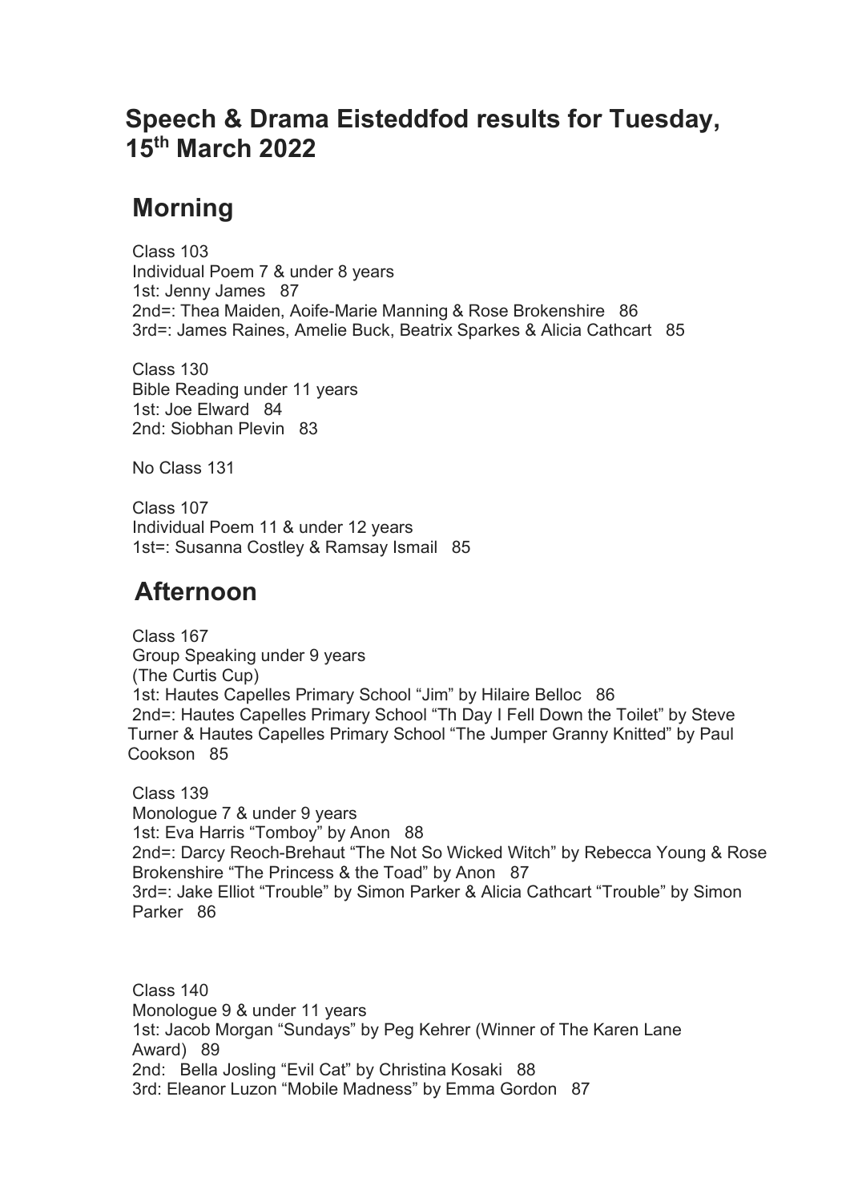# Speech & Drama Eisteddfod results for Tuesday, 15th March 2022

## Morning

Class 103
Individual Poem 7 & under 8 years
1st: Jenny James 87
2nd=: Thea Maiden, Aoife-Marie Manning & Rose Brokenshire 86
3rd=: James Raines, Amelie Buck, Beatrix Sparkes & Alicia Cathcart 85

Class 130
Bible Reading under 11 years
1st: Joe Elward 84
2nd: Siobhan Plevin 83

No Class 131

Class 107
Individual Poem 11 & under 12 years
1st=: Susanna Costley & Ramsay Ismail 85

## Afternoon

Class 167
Group Speaking under 9 years
(The Curtis Cup)
1st: Hautes Capelles Primary School "Jim" by Hilaire Belloc 86
2nd=: Hautes Capelles Primary School "Th Day I Fell Down the Toilet" by Steve Turner & Hautes Capelles Primary School "The Jumper Granny Knitted" by Paul Cookson 85

Class 139
Monologue 7 & under 9 years
1st: Eva Harris "Tomboy" by Anon 88
2nd=: Darcy Reoch-Brehaut "The Not So Wicked Witch" by Rebecca Young & Rose Brokenshire "The Princess & the Toad" by Anon 87
3rd=: Jake Elliot "Trouble" by Simon Parker & Alicia Cathcart "Trouble" by Simon Parker 86

Class 140
Monologue 9 & under 11 years
1st: Jacob Morgan "Sundays" by Peg Kehrer (Winner of The Karen Lane Award) 89
2nd: Bella Josling "Evil Cat" by Christina Kosaki 88
3rd: Eleanor Luzon "Mobile Madness" by Emma Gordon 87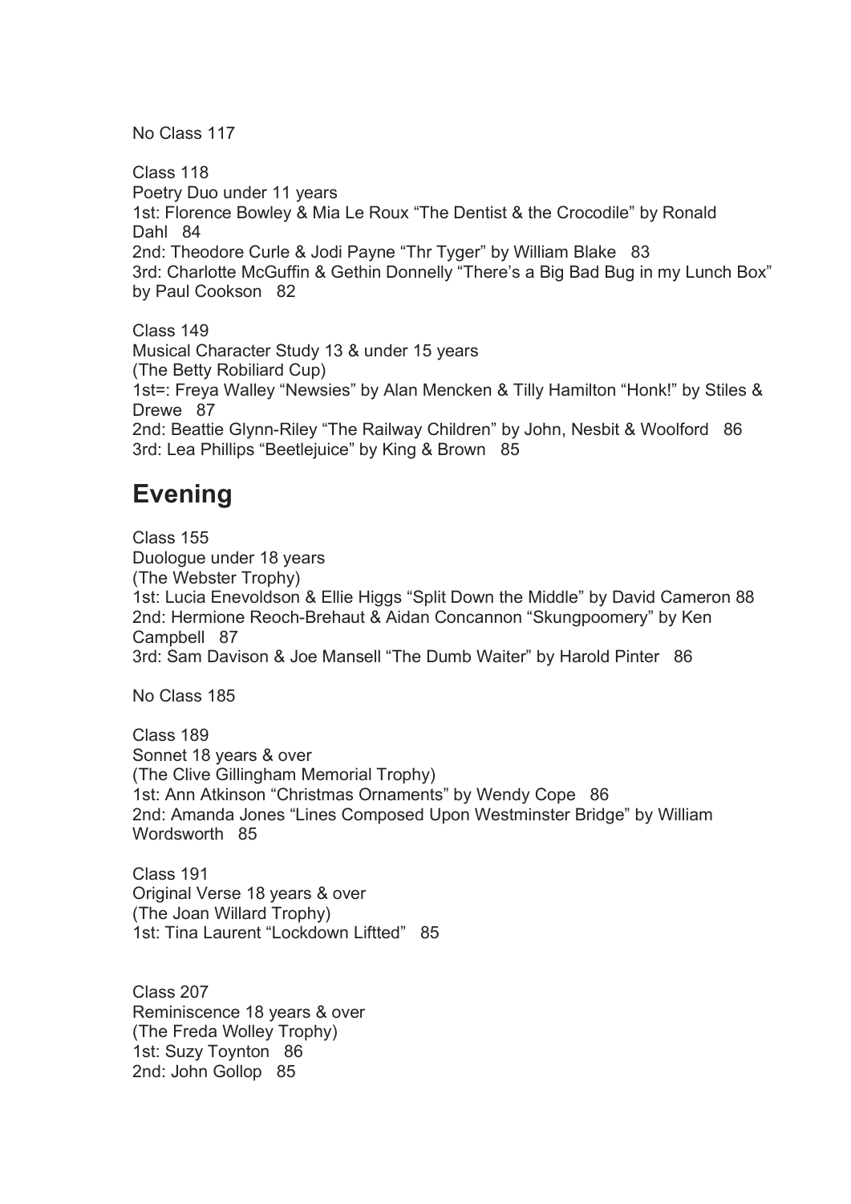No Class 117

Class 118
Poetry Duo under 11 years
1st: Florence Bowley & Mia Le Roux “The Dentist & the Crocodile” by Ronald Dahl 84
2nd: Theodore Curle & Jodi Payne “Thr Tyger” by William Blake 83
3rd: Charlotte McGuffin & Gethin Donnelly “There’s a Big Bad Bug in my Lunch Box” by Paul Cookson 82

Class 149
Musical Character Study 13 & under 15 years
(The Betty Robiliard Cup)
1st=: Freya Walley “Newsies” by Alan Mencken & Tilly Hamilton “Honk!” by Stiles & Drewe 87
2nd: Beattie Glynn-Riley “The Railway Children” by John, Nesbit & Woolford 86
3rd: Lea Phillips “Beetlejuice” by King & Brown 85

## Evening

Class 155
Duologue under 18 years
(The Webster Trophy)
1st: Lucia Enevoldson & Ellie Higgs “Split Down the Middle” by David Cameron 88
2nd: Hermione Reoch-Brehaut & Aidan Concannon “Skungpoomery” by Ken Campbell 87
3rd: Sam Davison & Joe Mansell “The Dumb Waiter” by Harold Pinter 86

No Class 185

Class 189
Sonnet 18 years & over
(The Clive Gillingham Memorial Trophy)
1st: Ann Atkinson “Christmas Ornaments” by Wendy Cope 86
2nd: Amanda Jones “Lines Composed Upon Westminster Bridge” by William Wordsworth 85

Class 191
Original Verse 18 years & over
(The Joan Willard Trophy)
1st: Tina Laurent “Lockdown Liftted” 85

Class 207
Reminiscence 18 years & over
(The Freda Wolley Trophy)
1st: Suzy Toynton 86
2nd: John Gollop 85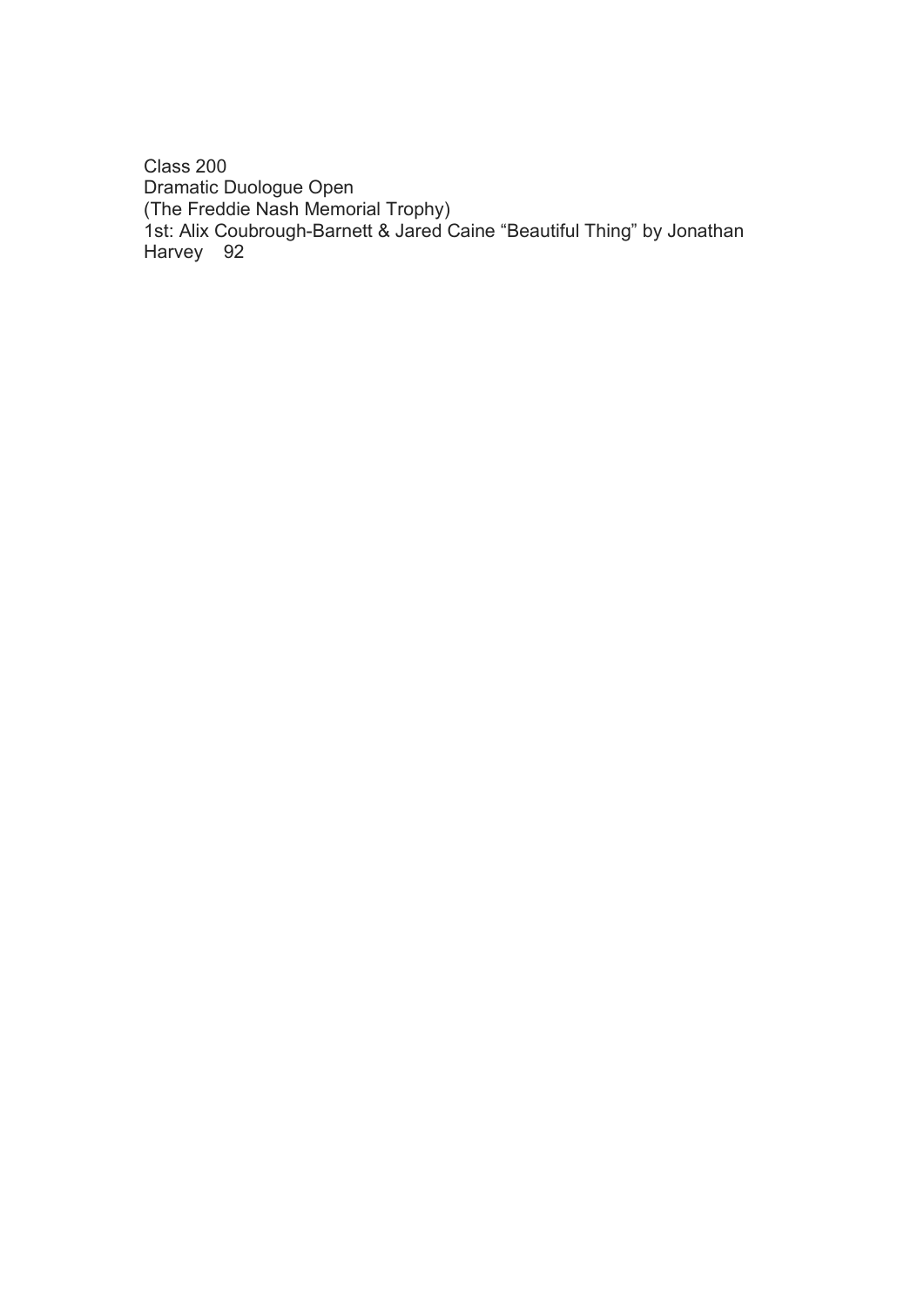Class 200
Dramatic Duologue Open
(The Freddie Nash Memorial Trophy)
1st: Alix Coubrough-Barnett & Jared Caine "Beautiful Thing" by Jonathan Harvey 92